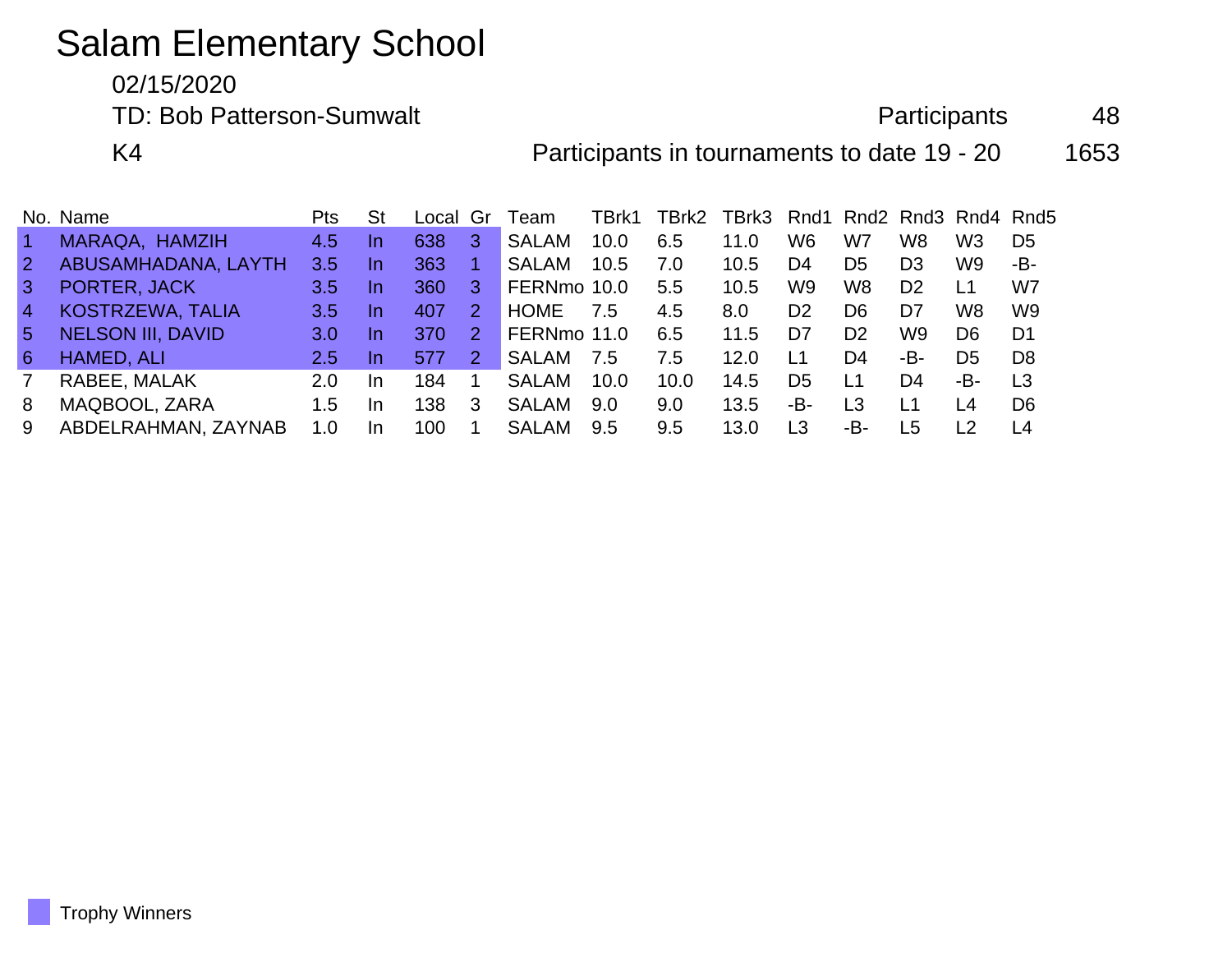# Salam Elementary School

02/15/2020

TD: Bob Patterson-Sumwalt

Participants 48

K4

Participants in tournaments to date 19 - 20 1653

| No. | Name | Pts | St | Local | Gr | Team | TBrk1 | TBrk2 | TBrk3 | Rnd1 | Rnd2 | Rnd3 | Rnd4 | Rnd5 |
|---|---|---|---|---|---|---|---|---|---|---|---|---|---|---|
| 1 | MARAQA, HAMZIH | 4.5 | In | 638 | 3 | SALAM | 10.0 | 6.5 | 11.0 | W6 | W7 | W8 | W3 | D5 |
| 2 | ABUSAMHADANA, LAYTH | 3.5 | In | 363 | 1 | SALAM | 10.5 | 7.0 | 10.5 | D4 | D5 | D3 | W9 | -B- |
| 3 | PORTER, JACK | 3.5 | In | 360 | 3 | FERNmo | 10.0 | 5.5 | 10.5 | W9 | W8 | D2 | L1 | W7 |
| 4 | KOSTRZEWA, TALIA | 3.5 | In | 407 | 2 | HOME | 7.5 | 4.5 | 8.0 | D2 | D6 | D7 | W8 | W9 |
| 5 | NELSON III, DAVID | 3.0 | In | 370 | 2 | FERNmo | 11.0 | 6.5 | 11.5 | D7 | D2 | W9 | D6 | D1 |
| 6 | HAMED, ALI | 2.5 | In | 577 | 2 | SALAM | 7.5 | 7.5 | 12.0 | L1 | D4 | -B- | D5 | D8 |
| 7 | RABEE, MALAK | 2.0 | In | 184 | 1 | SALAM | 10.0 | 10.0 | 14.5 | D5 | L1 | D4 | -B- | L3 |
| 8 | MAQBOOL, ZARA | 1.5 | In | 138 | 3 | SALAM | 9.0 | 9.0 | 13.5 | -B- | L3 | L1 | L4 | D6 |
| 9 | ABDELRAHMAN, ZAYNAB | 1.0 | In | 100 | 1 | SALAM | 9.5 | 9.5 | 13.0 | L3 | -B- | L5 | L2 | L4 |

Trophy Winners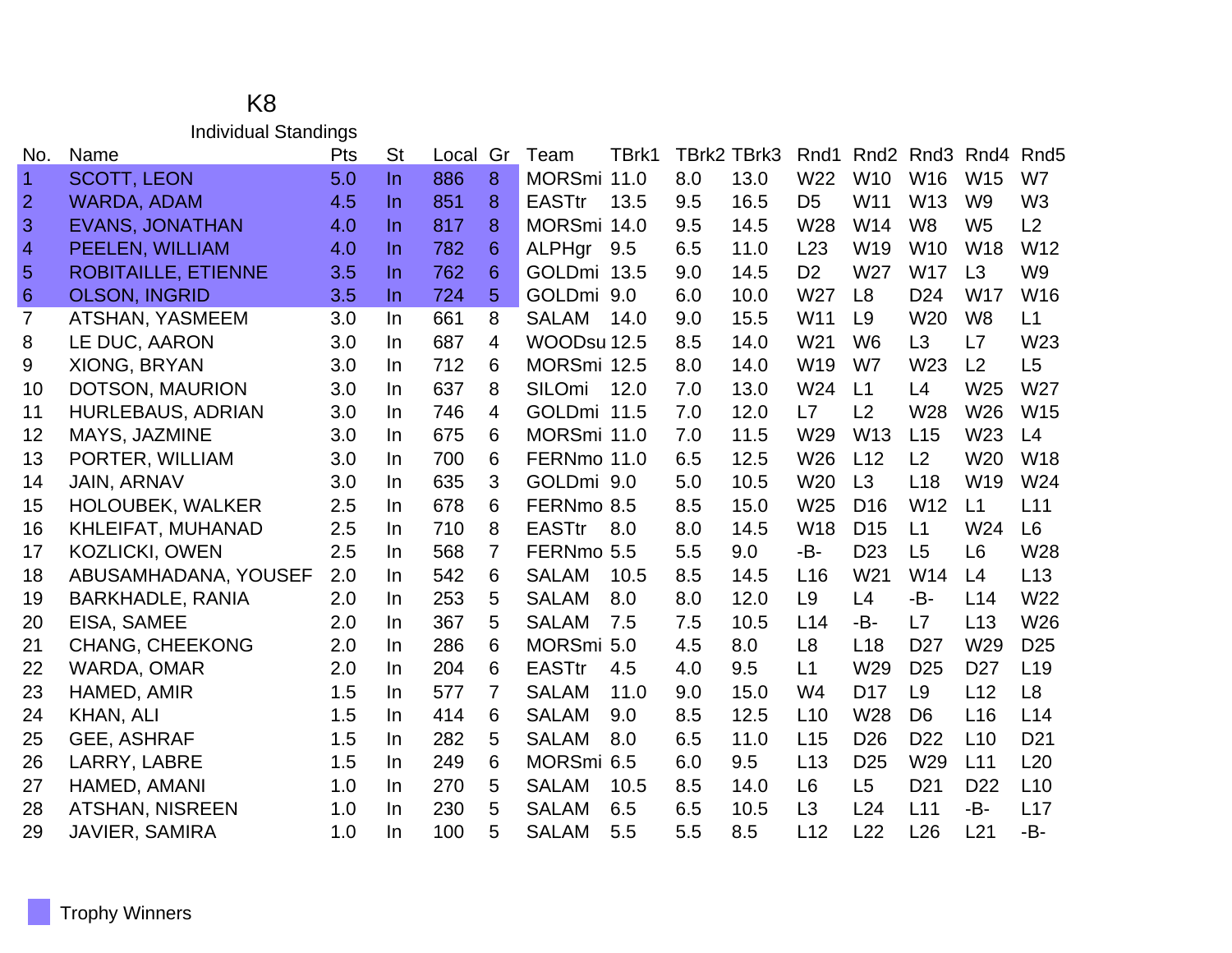# K8

## Individual Standings

| No. | Name | Pts | St | Local | Gr | Team | TBrk1 | TBrk2 | TBrk3 | Rnd1 | Rnd2 | Rnd3 | Rnd4 | Rnd5 |
|---|---|---|---|---|---|---|---|---|---|---|---|---|---|---|
| 1 | SCOTT, LEON | 5.0 | In | 886 | 8 | MORSmi | 11.0 | 8.0 | 13.0 | W22 | W10 | W16 | W15 | W7 |
| 2 | WARDA, ADAM | 4.5 | In | 851 | 8 | EASTtr | 13.5 | 9.5 | 16.5 | D5 | W11 | W13 | W9 | W3 |
| 3 | EVANS, JONATHAN | 4.0 | In | 817 | 8 | MORSmi | 14.0 | 9.5 | 14.5 | W28 | W14 | W8 | W5 | L2 |
| 4 | PEELEN, WILLIAM | 4.0 | In | 782 | 6 | ALPHgr | 9.5 | 6.5 | 11.0 | L23 | W19 | W10 | W18 | W12 |
| 5 | ROBITAILLE, ETIENNE | 3.5 | In | 762 | 6 | GOLDmi | 13.5 | 9.0 | 14.5 | D2 | W27 | W17 | L3 | W9 |
| 6 | OLSON, INGRID | 3.5 | In | 724 | 5 | GOLDmi | 9.0 | 6.0 | 10.0 | W27 | L8 | D24 | W17 | W16 |
| 7 | ATSHAN, YASMEEM | 3.0 | In | 661 | 8 | SALAM | 14.0 | 9.0 | 15.5 | W11 | L9 | W20 | W8 | L1 |
| 8 | LE DUC, AARON | 3.0 | In | 687 | 4 | WOODsu | 12.5 | 8.5 | 14.0 | W21 | W6 | L3 | L7 | W23 |
| 9 | XIONG, BRYAN | 3.0 | In | 712 | 6 | MORSmi | 12.5 | 8.0 | 14.0 | W19 | W7 | W23 | L2 | L5 |
| 10 | DOTSON, MAURION | 3.0 | In | 637 | 8 | SILOmi | 12.0 | 7.0 | 13.0 | W24 | L1 | L4 | W25 | W27 |
| 11 | HURLEBAUS, ADRIAN | 3.0 | In | 746 | 4 | GOLDmi | 11.5 | 7.0 | 12.0 | L7 | L2 | W28 | W26 | W15 |
| 12 | MAYS, JAZMINE | 3.0 | In | 675 | 6 | MORSmi | 11.0 | 7.0 | 11.5 | W29 | W13 | L15 | W23 | L4 |
| 13 | PORTER, WILLIAM | 3.0 | In | 700 | 6 | FERNmo | 11.0 | 6.5 | 12.5 | W26 | L12 | L2 | W20 | W18 |
| 14 | JAIN, ARNAV | 3.0 | In | 635 | 3 | GOLDmi | 9.0 | 5.0 | 10.5 | W20 | L3 | L18 | W19 | W24 |
| 15 | HOLOUBEK, WALKER | 2.5 | In | 678 | 6 | FERNmo | 8.5 | 8.5 | 15.0 | W25 | D16 | W12 | L1 | L11 |
| 16 | KHLEIFAT, MUHANAD | 2.5 | In | 710 | 8 | EASTtr | 8.0 | 8.0 | 14.5 | W18 | D15 | L1 | W24 | L6 |
| 17 | KOZLICKI, OWEN | 2.5 | In | 568 | 7 | FERNmo | 5.5 | 5.5 | 9.0 | -B- | D23 | L5 | L6 | W28 |
| 18 | ABUSAMHADANA, YOUSEF | 2.0 | In | 542 | 6 | SALAM | 10.5 | 8.5 | 14.5 | L16 | W21 | W14 | L4 | L13 |
| 19 | BARKHADLE, RANIA | 2.0 | In | 253 | 5 | SALAM | 8.0 | 8.0 | 12.0 | L9 | L4 | -B- | L14 | W22 |
| 20 | EISA, SAMEE | 2.0 | In | 367 | 5 | SALAM | 7.5 | 7.5 | 10.5 | L14 | -B- | L7 | L13 | W26 |
| 21 | CHANG, CHEEKONG | 2.0 | In | 286 | 6 | MORSmi | 5.0 | 4.5 | 8.0 | L8 | L18 | D27 | W29 | D25 |
| 22 | WARDA, OMAR | 2.0 | In | 204 | 6 | EASTtr | 4.5 | 4.0 | 9.5 | L1 | W29 | D25 | D27 | L19 |
| 23 | HAMED, AMIR | 1.5 | In | 577 | 7 | SALAM | 11.0 | 9.0 | 15.0 | W4 | D17 | L9 | L12 | L8 |
| 24 | KHAN, ALI | 1.5 | In | 414 | 6 | SALAM | 9.0 | 8.5 | 12.5 | L10 | W28 | D6 | L16 | L14 |
| 25 | GEE, ASHRAF | 1.5 | In | 282 | 5 | SALAM | 8.0 | 6.5 | 11.0 | L15 | D26 | D22 | L10 | D21 |
| 26 | LARRY, LABRE | 1.5 | In | 249 | 6 | MORSmi | 6.5 | 6.0 | 9.5 | L13 | D25 | W29 | L11 | L20 |
| 27 | HAMED, AMANI | 1.0 | In | 270 | 5 | SALAM | 10.5 | 8.5 | 14.0 | L6 | L5 | D21 | D22 | L10 |
| 28 | ATSHAN, NISREEN | 1.0 | In | 230 | 5 | SALAM | 6.5 | 6.5 | 10.5 | L3 | L24 | L11 | -B- | L17 |
| 29 | JAVIER, SAMIRA | 1.0 | In | 100 | 5 | SALAM | 5.5 | 5.5 | 8.5 | L12 | L22 | L26 | L21 | -B- |

Trophy Winners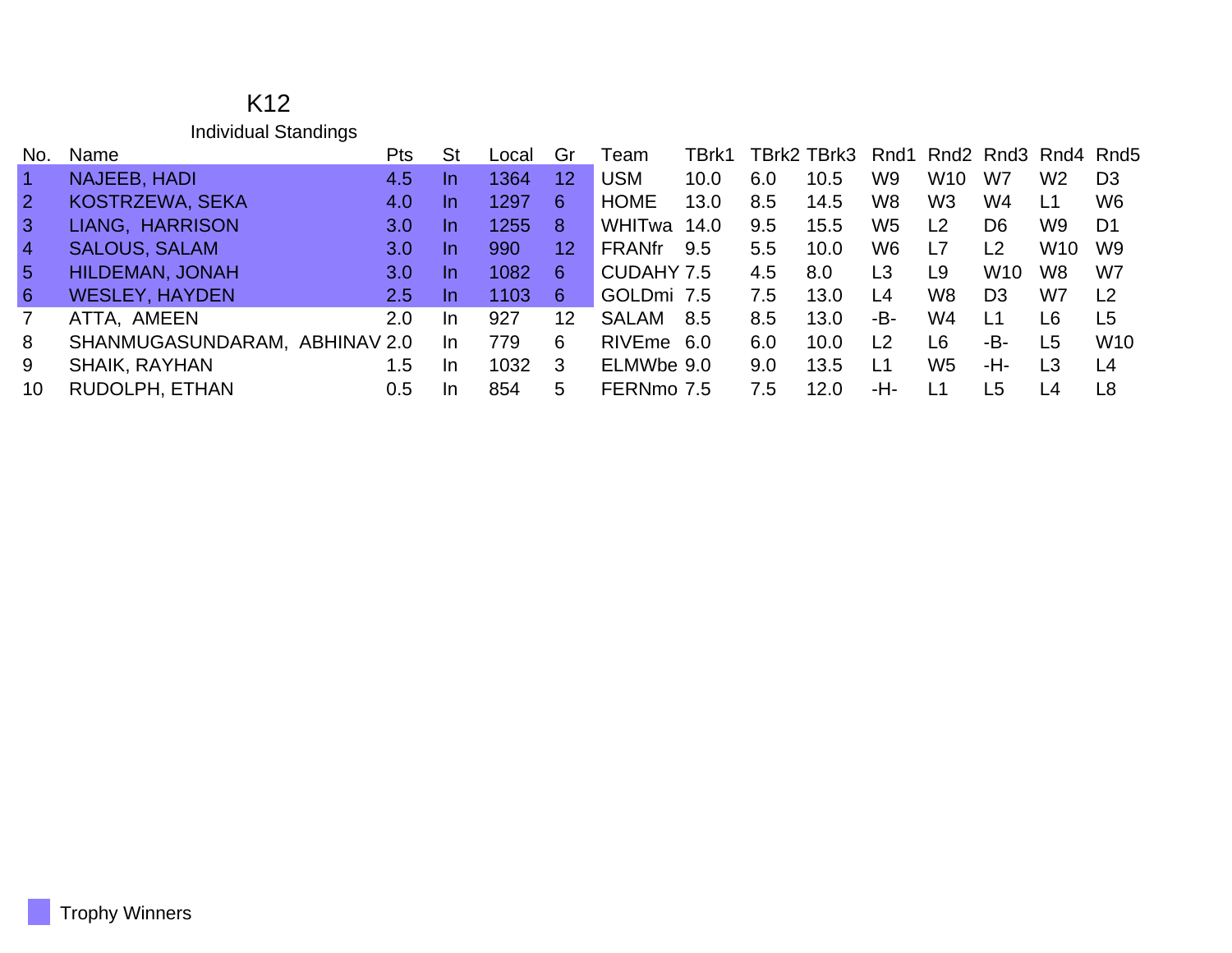# K12

## Individual Standings

| No. | Name | Pts | St | Local | Gr | Team | TBrk1 | TBrk2 | TBrk3 | Rnd1 | Rnd2 | Rnd3 | Rnd4 | Rnd5 |
|---|---|---|---|---|---|---|---|---|---|---|---|---|---|---|
| 1 | NAJEEB, HADI | 4.5 | In | 1364 | 12 | USM | 10.0 | 6.0 | 10.5 | W9 | W10 | W7 | W2 | D3 |
| 2 | KOSTRZEWA, SEKA | 4.0 | In | 1297 | 6 | HOME | 13.0 | 8.5 | 14.5 | W8 | W3 | W4 | L1 | W6 |
| 3 | LIANG, HARRISON | 3.0 | In | 1255 | 8 | WHITwa | 14.0 | 9.5 | 15.5 | W5 | L2 | D6 | W9 | D1 |
| 4 | SALOUS, SALAM | 3.0 | In | 990 | 12 | FRANfr | 9.5 | 5.5 | 10.0 | W6 | L7 | L2 | W10 | W9 |
| 5 | HILDEMAN, JONAH | 3.0 | In | 1082 | 6 | CUDAHY | 7.5 | 4.5 | 8.0 | L3 | L9 | W10 | W8 | W7 |
| 6 | WESLEY, HAYDEN | 2.5 | In | 1103 | 6 | GOLDmi | 7.5 | 7.5 | 13.0 | L4 | W8 | D3 | W7 | L2 |
| 7 | ATTA, AMEEN | 2.0 | In | 927 | 12 | SALAM | 8.5 | 8.5 | 13.0 | -B- | W4 | L1 | L6 | L5 |
| 8 | SHANMUGASUNDARAM, ABHINAV | 2.0 | In | 779 | 6 | RIVEme | 6.0 | 6.0 | 10.0 | L2 | L6 | -B- | L5 | W10 |
| 9 | SHAIK, RAYHAN | 1.5 | In | 1032 | 3 | ELMWbe | 9.0 | 9.0 | 13.5 | L1 | W5 | -H- | L3 | L4 |
| 10 | RUDOLPH, ETHAN | 0.5 | In | 854 | 5 | FERNmo | 7.5 | 7.5 | 12.0 | -H- | L1 | L5 | L4 | L8 |

Trophy Winners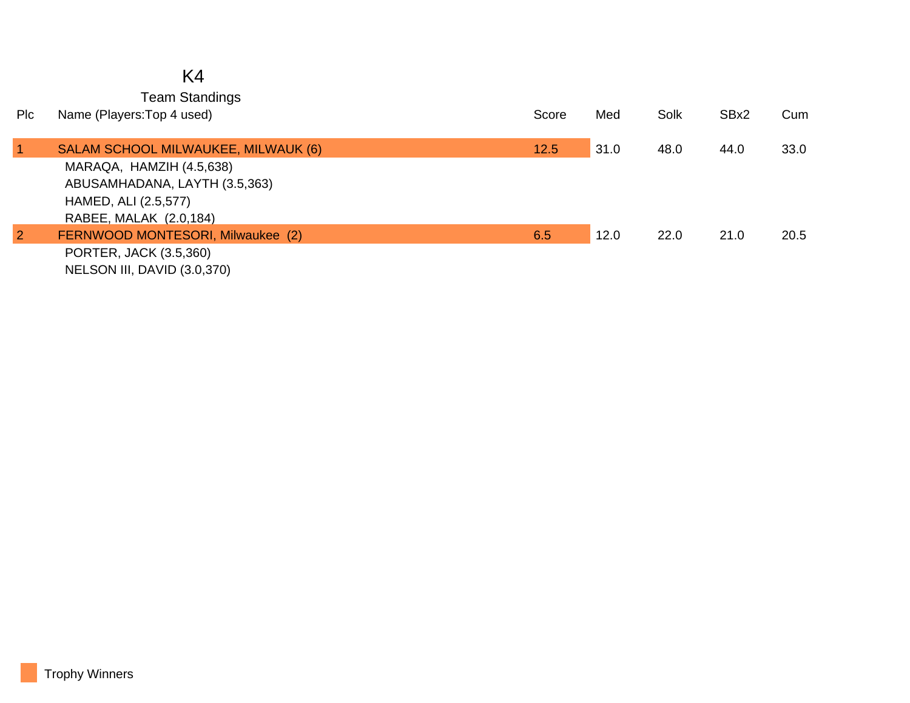# K4

## Team Standings

| Plc | Name (Players:Top 4 used) | Score | Med | Solk | SBx2 | Cum |
|---|---|---|---|---|---|---|
| 1 | SALAM SCHOOL MILWAUKEE, MILWAUK (6) | 12.5 | 31.0 | 48.0 | 44.0 | 33.0 |
| | MARAQA, HAMZIH (4.5,638) | | | | | |
| | ABUSAMHADANA, LAYTH (3.5,363) | | | | | |
| | HAMED, ALI (2.5,577) | | | | | |
| | RABEE, MALAK (2.0,184) | | | | | |
| 2 | FERNWOOD MONTESORI, Milwaukee (2) | 6.5 | 12.0 | 22.0 | 21.0 | 20.5 |
| | PORTER, JACK (3.5,360) | | | | | |
| | NELSON III, DAVID (3.0,370) | | | | | |

Trophy Winners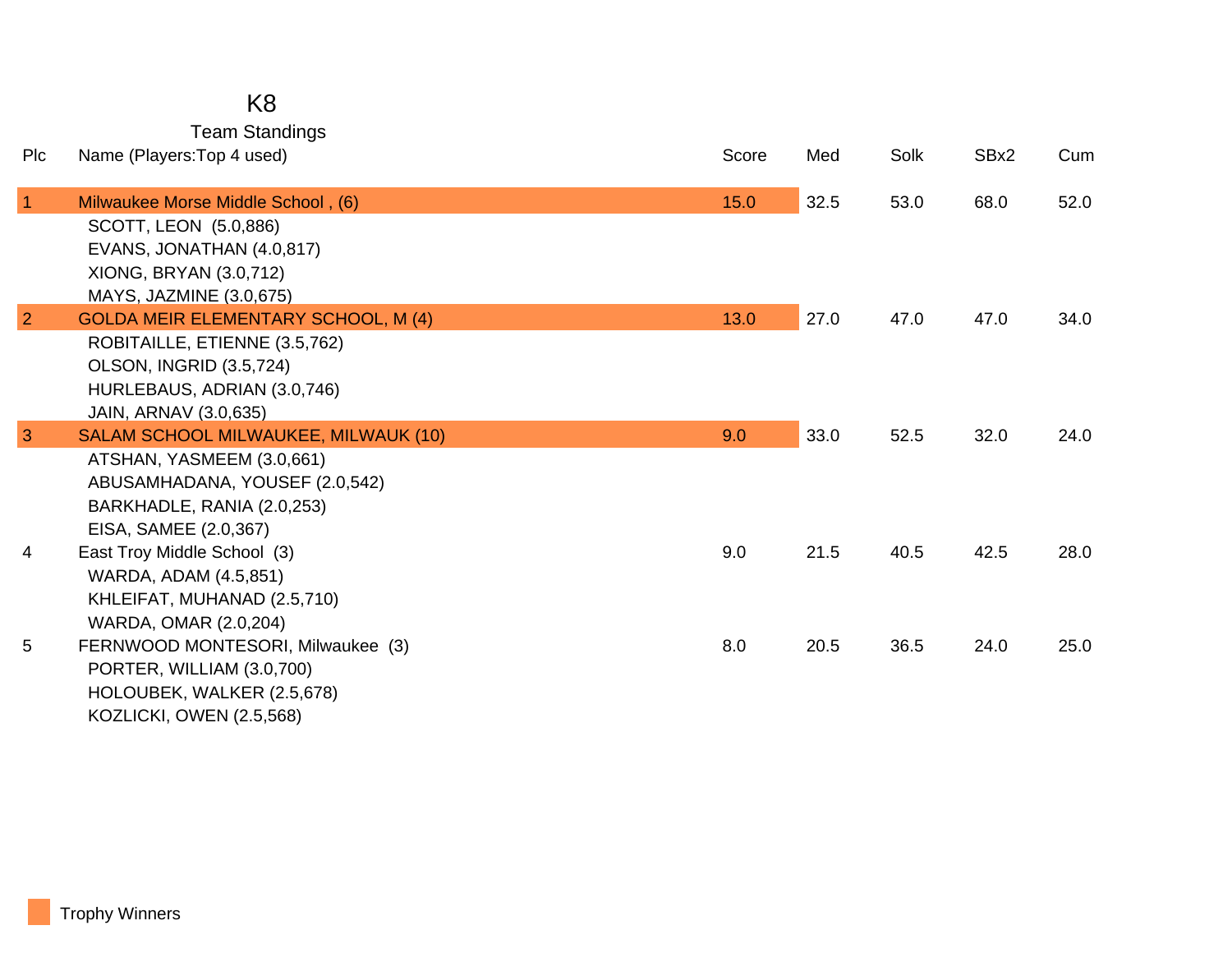# K8

## Team Standings

| Plc | Name (Players:Top 4 used) | Score | Med | Solk | SBx2 | Cum |
|---|---|---|---|---|---|---|
| 1 | Milwaukee Morse Middle School , (6) | 15.0 | 32.5 | 53.0 | 68.0 | 52.0 |
| | SCOTT, LEON (5.0,886) | | | | | |
| | EVANS, JONATHAN (4.0,817) | | | | | |
| | XIONG, BRYAN (3.0,712) | | | | | |
| | MAYS, JAZMINE (3.0,675) | | | | | |
| 2 | GOLDA MEIR ELEMENTARY SCHOOL, M (4) | 13.0 | 27.0 | 47.0 | 47.0 | 34.0 |
| | ROBITAILLE, ETIENNE (3.5,762) | | | | | |
| | OLSON, INGRID (3.5,724) | | | | | |
| | HURLEBAUS, ADRIAN (3.0,746) | | | | | |
| | JAIN, ARNAV (3.0,635) | | | | | |
| 3 | SALAM SCHOOL MILWAUKEE, MILWAUK (10) | 9.0 | 33.0 | 52.5 | 32.0 | 24.0 |
| | ATSHAN, YASMEEM (3.0,661) | | | | | |
| | ABUSAMHADANA, YOUSEF (2.0,542) | | | | | |
| | BARKHADLE, RANIA (2.0,253) | | | | | |
| | EISA, SAMEE (2.0,367) | | | | | |
| 4 | East Troy Middle School (3) | 9.0 | 21.5 | 40.5 | 42.5 | 28.0 |
| | WARDA, ADAM (4.5,851) | | | | | |
| | KHLEIFAT, MUHANAD (2.5,710) | | | | | |
| | WARDA, OMAR (2.0,204) | | | | | |
| 5 | FERNWOOD MONTESORI, Milwaukee (3) | 8.0 | 20.5 | 36.5 | 24.0 | 25.0 |
| | PORTER, WILLIAM (3.0,700) | | | | | |
| | HOLOUBEK, WALKER (2.5,678) | | | | | |
| | KOZLICKI, OWEN (2.5,568) | | | | | |

Trophy Winners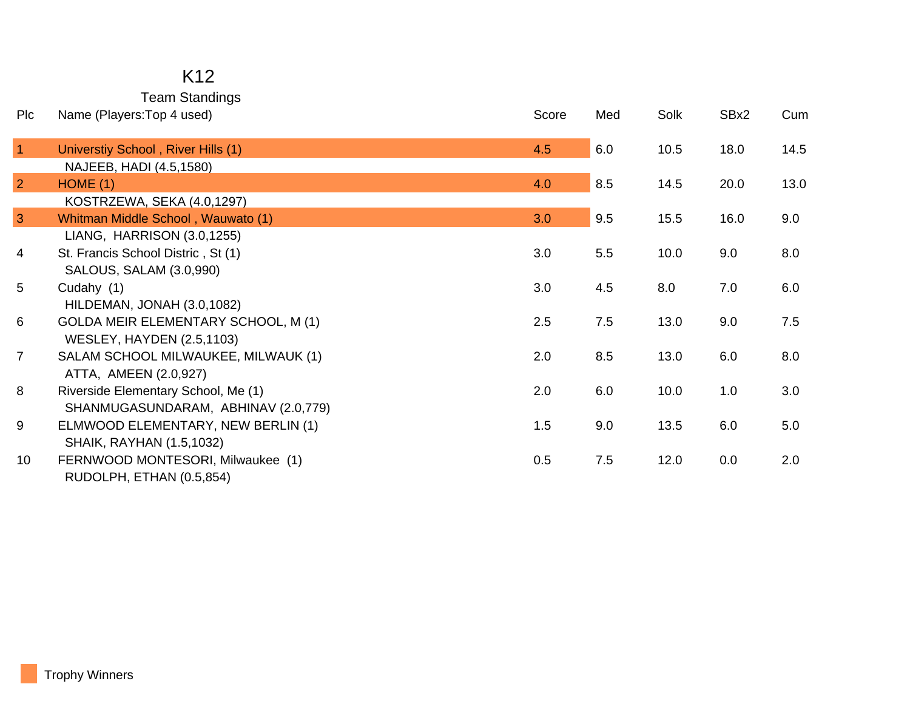# K12

## Team Standings

| Plc | Name (Players:Top 4 used) | Score | Med | Solk | SBx2 | Cum |
|---|---|---|---|---|---|---|
| 1 | Universtiy School , River Hills (1) | 4.5 | 6.0 | 10.5 | 18.0 | 14.5 |
| | NAJEEB, HADI (4.5,1580) | | | | | |
| 2 | HOME (1) | 4.0 | 8.5 | 14.5 | 20.0 | 13.0 |
| | KOSTRZEWA, SEKA (4.0,1297) | | | | | |
| 3 | Whitman Middle School , Wauwato (1) | 3.0 | 9.5 | 15.5 | 16.0 | 9.0 |
| | LIANG, HARRISON (3.0,1255) | | | | | |
| 4 | St. Francis School Distric , St (1) | 3.0 | 5.5 | 10.0 | 9.0 | 8.0 |
| | SALOUS, SALAM (3.0,990) | | | | | |
| 5 | Cudahy (1) | 3.0 | 4.5 | 8.0 | 7.0 | 6.0 |
| | HILDEMAN, JONAH (3.0,1082) | | | | | |
| 6 | GOLDA MEIR ELEMENTARY SCHOOL, M (1) | 2.5 | 7.5 | 13.0 | 9.0 | 7.5 |
| | WESLEY, HAYDEN (2.5,1103) | | | | | |
| 7 | SALAM SCHOOL MILWAUKEE, MILWAUK (1) | 2.0 | 8.5 | 13.0 | 6.0 | 8.0 |
| | ATTA, AMEEN (2.0,927) | | | | | |
| 8 | Riverside Elementary School, Me (1) | 2.0 | 6.0 | 10.0 | 1.0 | 3.0 |
| | SHANMUGASUNDARAM, ABHINAV (2.0,779) | | | | | |
| 9 | ELMWOOD ELEMENTARY, NEW BERLIN (1) | 1.5 | 9.0 | 13.5 | 6.0 | 5.0 |
| | SHAIK, RAYHAN (1.5,1032) | | | | | |
| 10 | FERNWOOD MONTESORI, Milwaukee (1) | 0.5 | 7.5 | 12.0 | 0.0 | 2.0 |
| | RUDOLPH, ETHAN (0.5,854) | | | | | |

Trophy Winners